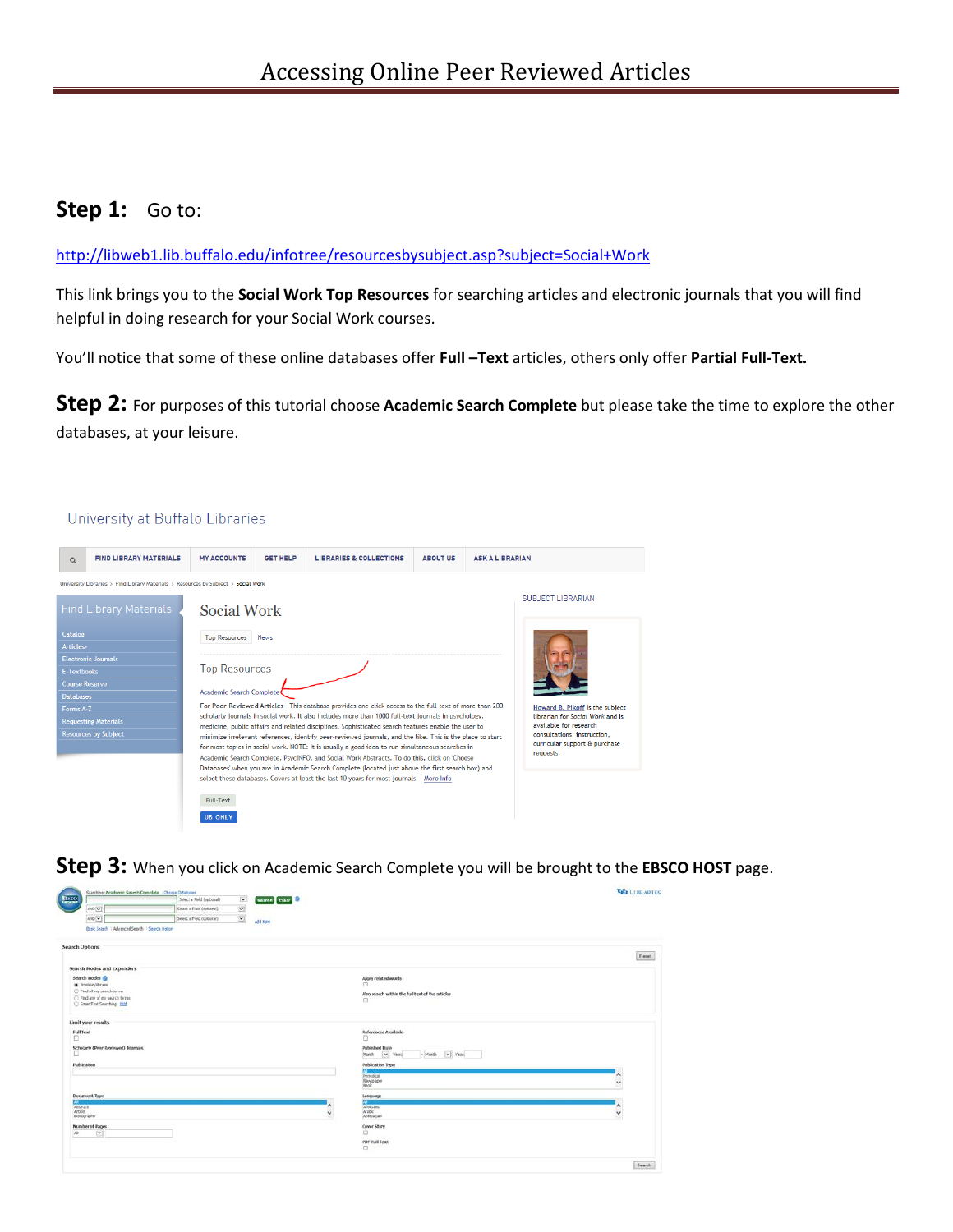# Accessing Online Peer Reviewed Articles

**Step 1:** Go to:

http://libweb1.lib.buffalo.edu/infotree/resourcesbysubject.asp?subject=Social+Work

This link brings you to the **Social Work Top Resources** for searching articles and electronic journals that you will find helpful in doing research for your Social Work courses.

You'll notice that some of these online databases offer **Full –Text** articles, others only offer **Partial Full-Text.**

**Step 2:** For purposes of this tutorial choose **Academic Search Complete** but please take the time to explore the other databases, at your leisure.

**Step 3:** When you click on Academic Search Complete you will be brought to the **EBSCO HOST** page.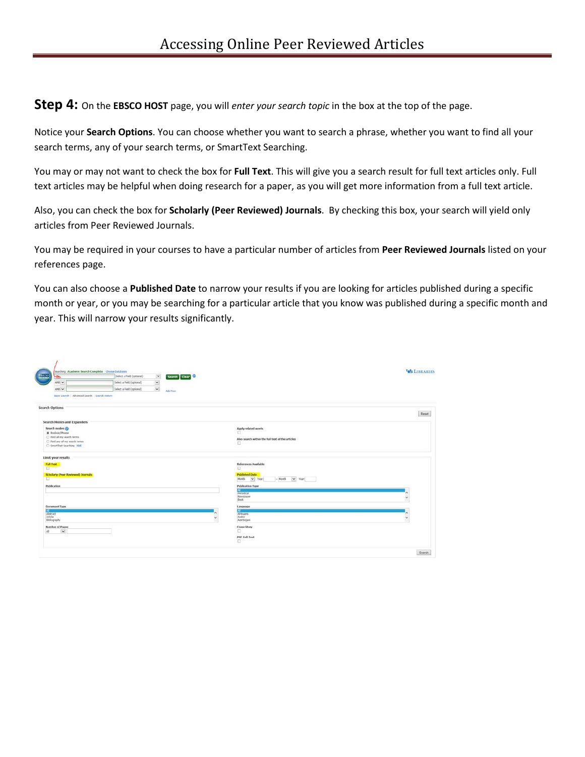**Step 4:** On the **EBSCO HOST** page, you will *enter your search topic* in the box at the top of the page.

Notice your **Search Options**. You can choose whether you want to search a phrase, whether you want to find all your search terms, any of your search terms, or SmartText Searching.

You may or may not want to check the box for **Full Text**. This will give you a search result for full text articles only. Full text articles may be helpful when doing research for a paper, as you will get more information from a full text article.

Also, you can check the box for **Scholarly (Peer Reviewed) Journals**. By checking this box, your search will yield only articles from Peer Reviewed Journals.

You may be required in your courses to have a particular number of articles from **Peer Reviewed Journals** listed on your references page.

You can also choose a **Published Date** to narrow your results if you are looking for articles published during a specific month or year, or you may be searching for a particular article that you know was published during a specific month and year. This will narrow your results significantly.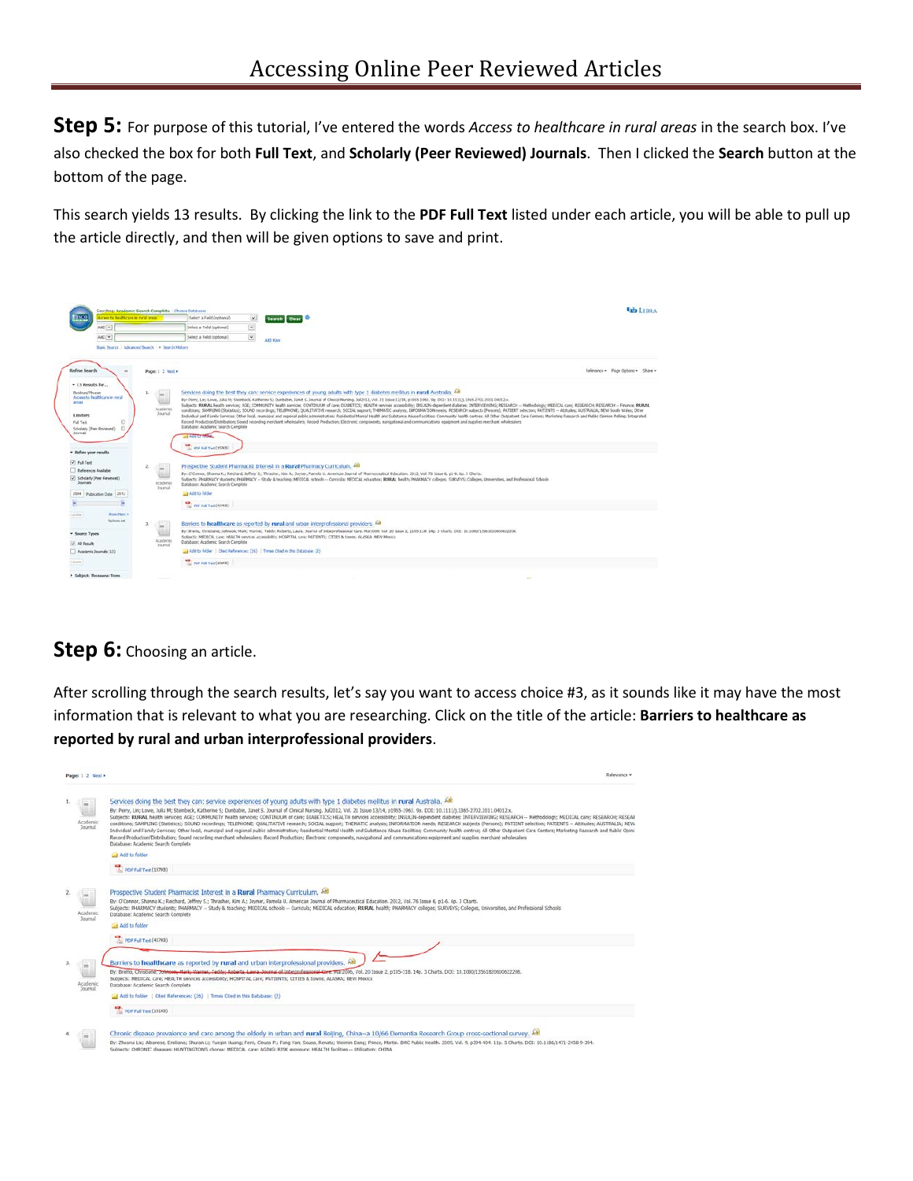# Accessing Online Peer Reviewed Articles

**Step 5:** For purpose of this tutorial, I've entered the words *Access to healthcare in rural areas* in the search box. I've also checked the box for both **Full Text**, and **Scholarly (Peer Reviewed) Journals**. Then I clicked the **Search** button at the bottom of the page.

This search yields 13 results. By clicking the link to the **PDF Full Text** listed under each article, you will be able to pull up the article directly, and then will be given options to save and print.

**Step 6:** Choosing an article.

After scrolling through the search results, let's say you want to access choice #3, as it sounds like it may have the most information that is relevant to what you are researching. Click on the title of the article: **Barriers to healthcare as reported by rural and urban interprofessional providers**.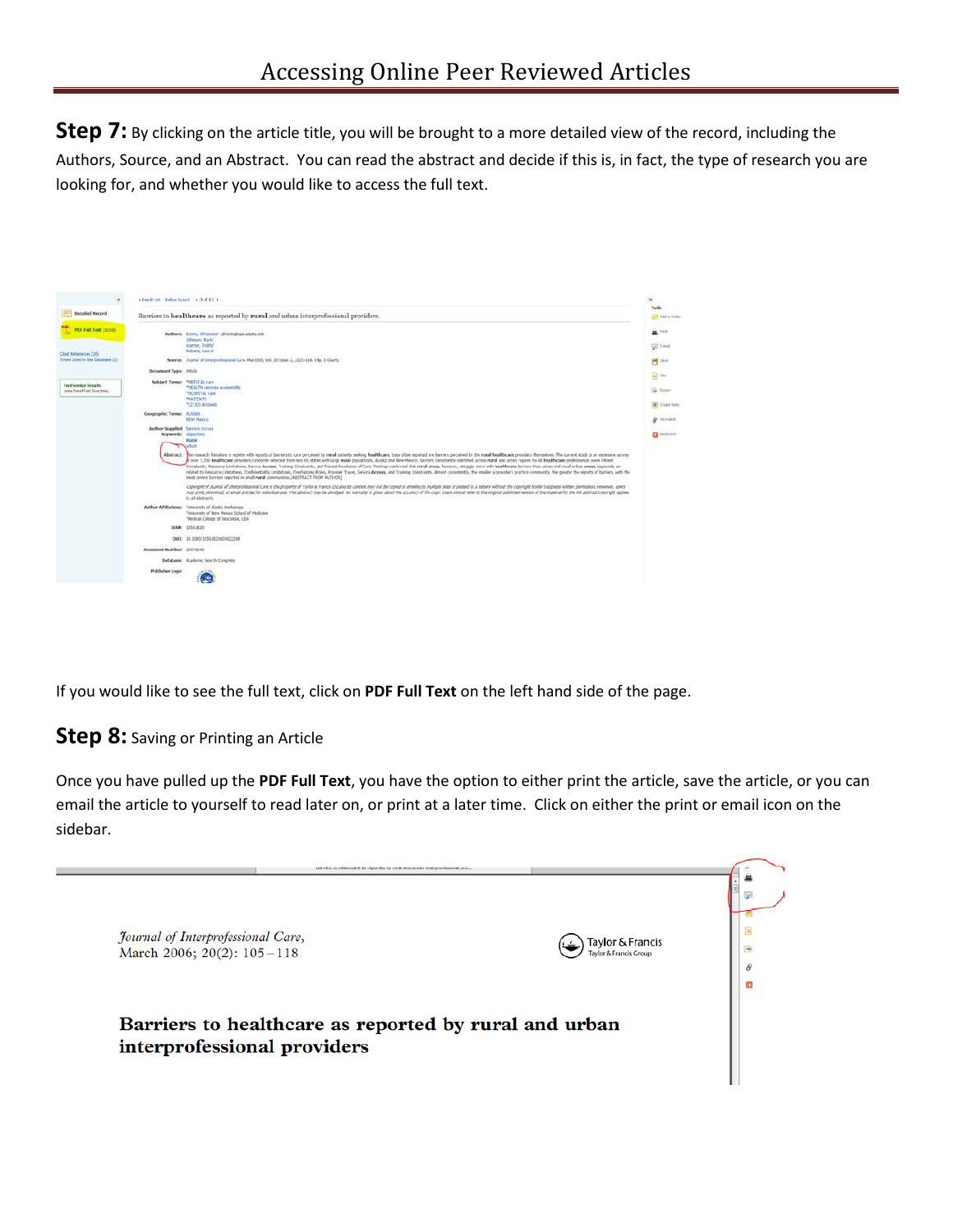**Step 7:** By clicking on the article title, you will be brought to a more detailed view of the record, including the Authors, Source, and an Abstract. You can read the abstract and decide if this is, in fact, the type of research you are looking for, and whether you would like to access the full text.

If you would like to see the full text, click on **PDF Full Text** on the left hand side of the page.

**Step 8:** Saving or Printing an Article

Once you have pulled up the **PDF Full Text**, you have the option to either print the article, save the article, or you can email the article to yourself to read later on, or print at a later time. Click on either the print or email icon on the sidebar.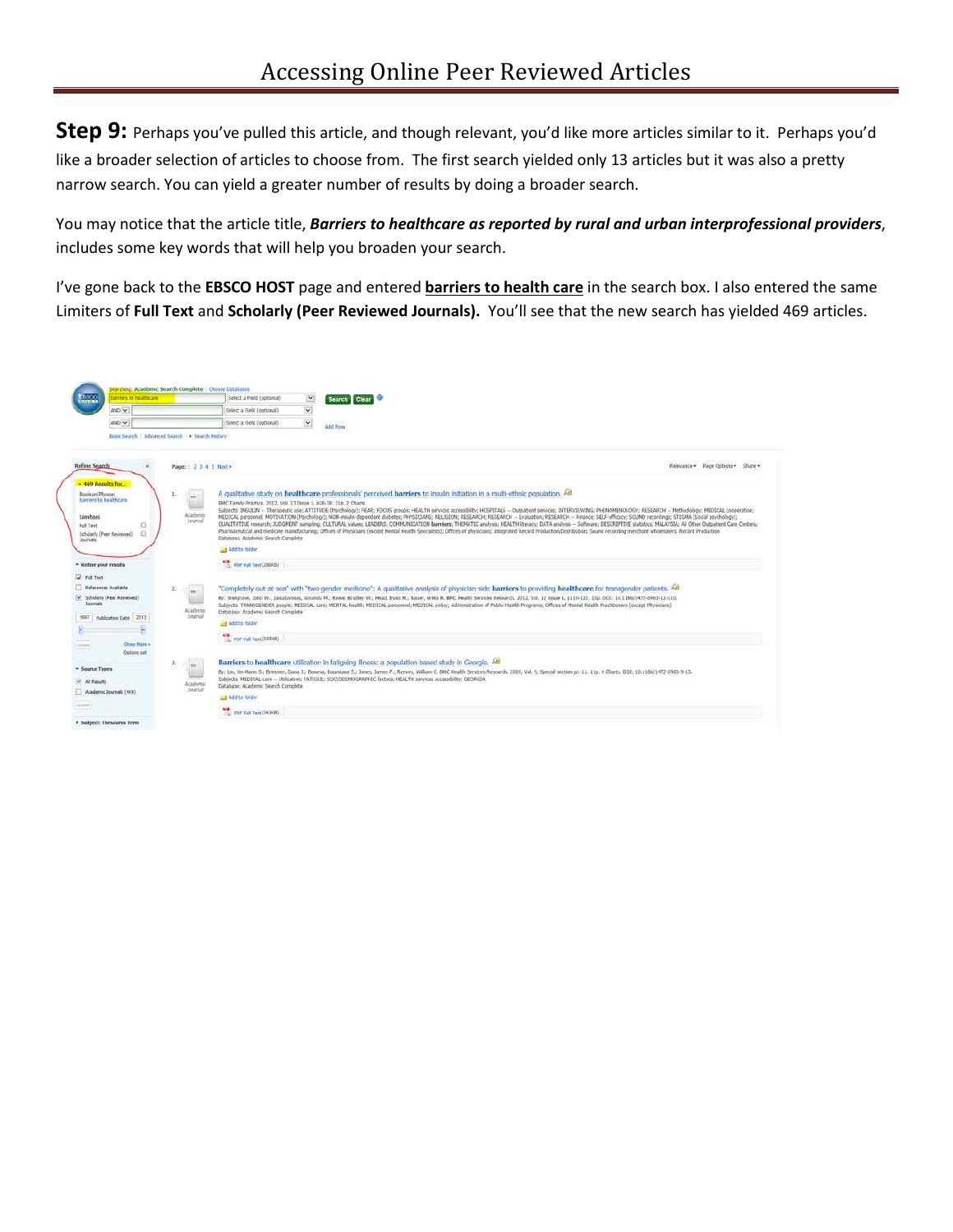**Step 9:** Perhaps you've pulled this article, and though relevant, you'd like more articles similar to it. Perhaps you'd like a broader selection of articles to choose from. The first search yielded only 13 articles but it was also a pretty narrow search. You can yield a greater number of results by doing a broader search.

You may notice that the article title, ***Barriers to healthcare as reported by rural and urban interprofessional providers***, includes some key words that will help you broaden your search.

I've gone back to the **EBSCO HOST** page and entered **barriers to health care** in the search box. I also entered the same Limiters of **Full Text** and **Scholarly (Peer Reviewed Journals).** You'll see that the new search has yielded 469 articles.